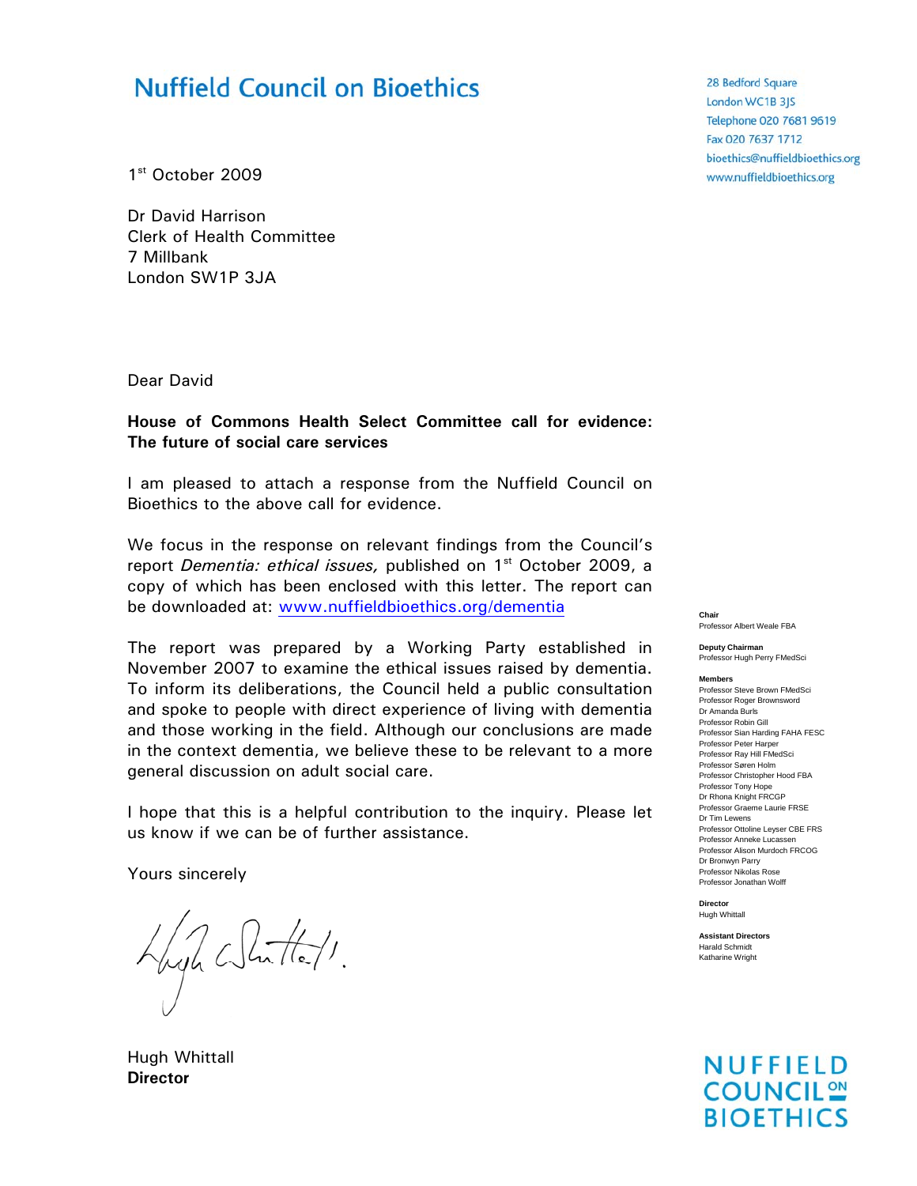# Nuffield Council on Bioethics

28 Bedford Square
London WC1B 3JS
Telephone 020 7681 9619
Fax 020 7637 1712
bioethics@nuffieldbioethics.org
www.nuffieldbioethics.org

1st October 2009

Dr David Harrison
Clerk of Health Committee
7 Millbank
London SW1P 3JA

Dear David

**House of Commons Health Select Committee call for evidence: The future of social care services**

I am pleased to attach a response from the Nuffield Council on Bioethics to the above call for evidence.

We focus in the response on relevant findings from the Council's report *Dementia: ethical issues,* published on 1st October 2009, a copy of which has been enclosed with this letter. The report can be downloaded at: www.nuffieldbioethics.org/dementia

The report was prepared by a Working Party established in November 2007 to examine the ethical issues raised by dementia. To inform its deliberations, the Council held a public consultation and spoke to people with direct experience of living with dementia and those working in the field. Although our conclusions are made in the context dementia, we believe these to be relevant to a more general discussion on adult social care.

I hope that this is a helpful contribution to the inquiry. Please let us know if we can be of further assistance.

Yours sincerely

Hugh Whittall
**Director**

**Chair**
Professor Albert Weale FBA

**Deputy Chairman**
Professor Hugh Perry FMedSci

**Members**
Professor Steve Brown FMedSci
Professor Roger Brownsword
Dr Amanda Burls
Professor Robin Gill
Professor Sian Harding FAHA FESC
Professor Peter Harper
Professor Ray Hill FMedSci
Professor Søren Holm
Professor Christopher Hood FBA
Professor Tony Hope
Dr Rhona Knight FRCGP
Professor Graeme Laurie FRSE
Dr Tim Lewens
Professor Ottoline Leyser CBE FRS
Professor Anneke Lucassen
Professor Alison Murdoch FRCOG
Dr Bronwyn Parry
Professor Nikolas Rose
Professor Jonathan Wolff

**Director**
Hugh Whittall

**Assistant Directors**
Harald Schmidt
Katharine Wright

NUFFIELD COUNCIL ON BIOETHICS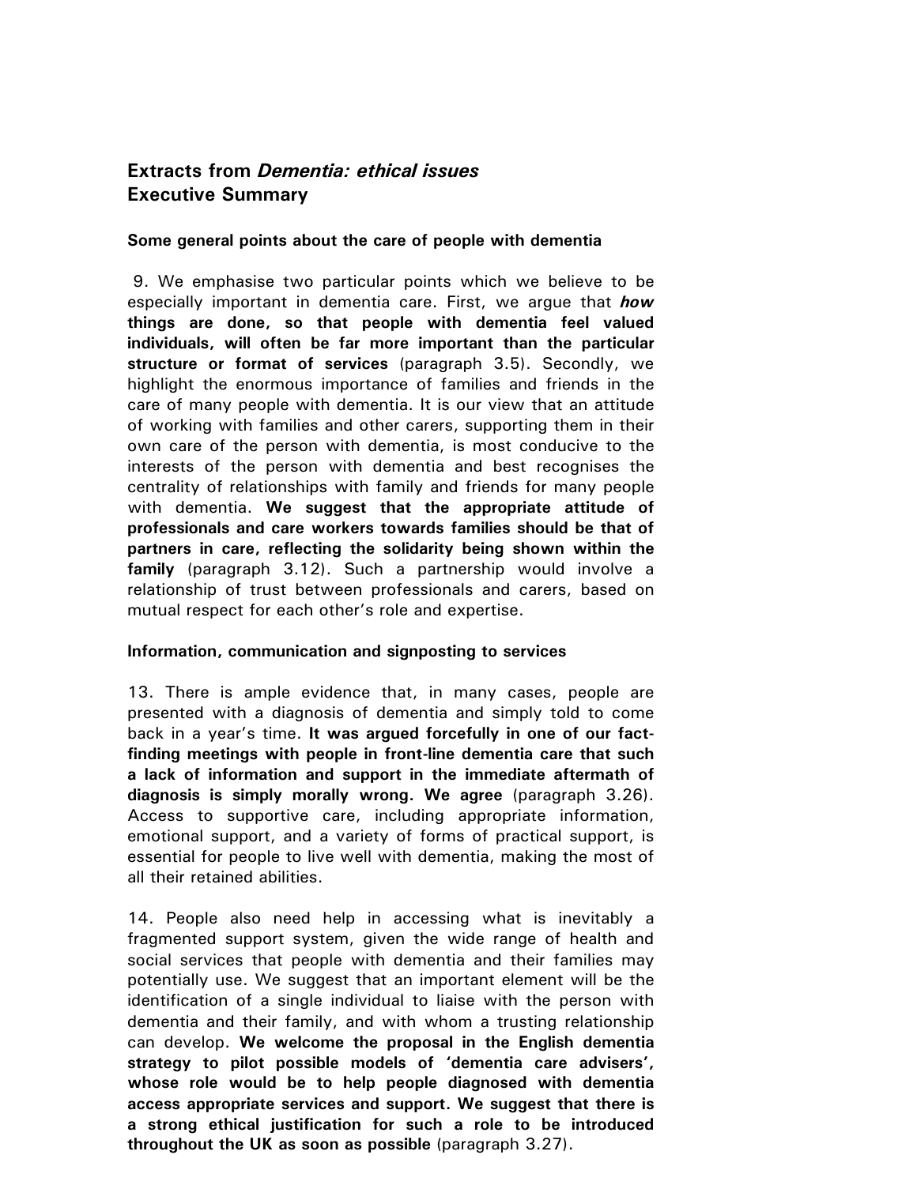## Extracts from *Dementia: ethical issues*
## Executive Summary

### Some general points about the care of people with dementia

9. We emphasise two particular points which we believe to be especially important in dementia care. First, we argue that ***how* things are done, so that people with dementia feel valued individuals, will often be far more important than the particular structure or format of services** (paragraph 3.5). Secondly, we highlight the enormous importance of families and friends in the care of many people with dementia. It is our view that an attitude of working with families and other carers, supporting them in their own care of the person with dementia, is most conducive to the interests of the person with dementia and best recognises the centrality of relationships with family and friends for many people with dementia. **We suggest that the appropriate attitude of professionals and care workers towards families should be that of partners in care, reflecting the solidarity being shown within the family** (paragraph 3.12). Such a partnership would involve a relationship of trust between professionals and carers, based on mutual respect for each other's role and expertise.

### Information, communication and signposting to services

13. There is ample evidence that, in many cases, people are presented with a diagnosis of dementia and simply told to come back in a year's time. **It was argued forcefully in one of our fact-finding meetings with people in front-line dementia care that such a lack of information and support in the immediate aftermath of diagnosis is simply morally wrong. We agree** (paragraph 3.26). Access to supportive care, including appropriate information, emotional support, and a variety of forms of practical support, is essential for people to live well with dementia, making the most of all their retained abilities.

14. People also need help in accessing what is inevitably a fragmented support system, given the wide range of health and social services that people with dementia and their families may potentially use. We suggest that an important element will be the identification of a single individual to liaise with the person with dementia and their family, and with whom a trusting relationship can develop. **We welcome the proposal in the English dementia strategy to pilot possible models of 'dementia care advisers', whose role would be to help people diagnosed with dementia access appropriate services and support. We suggest that there is a strong ethical justification for such a role to be introduced throughout the UK as soon as possible** (paragraph 3.27).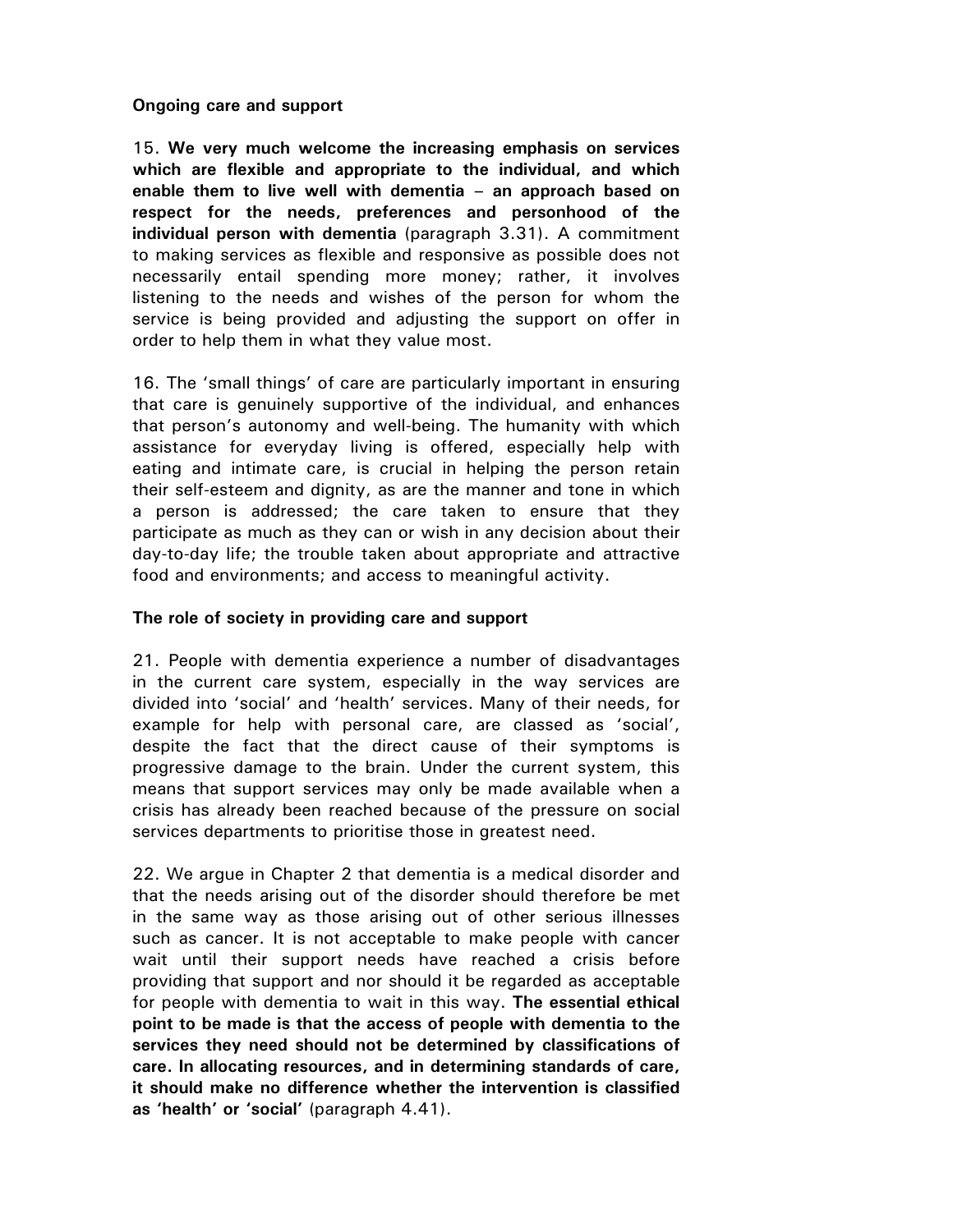**Ongoing care and support**

15. **We very much welcome the increasing emphasis on services which are flexible and appropriate to the individual, and which enable them to live well with dementia – an approach based on respect for the needs, preferences and personhood of the individual person with dementia** (paragraph 3.31). A commitment to making services as flexible and responsive as possible does not necessarily entail spending more money; rather, it involves listening to the needs and wishes of the person for whom the service is being provided and adjusting the support on offer in order to help them in what they value most.

16. The 'small things' of care are particularly important in ensuring that care is genuinely supportive of the individual, and enhances that person's autonomy and well-being. The humanity with which assistance for everyday living is offered, especially help with eating and intimate care, is crucial in helping the person retain their self-esteem and dignity, as are the manner and tone in which a person is addressed; the care taken to ensure that they participate as much as they can or wish in any decision about their day-to-day life; the trouble taken about appropriate and attractive food and environments; and access to meaningful activity.

**The role of society in providing care and support**

21. People with dementia experience a number of disadvantages in the current care system, especially in the way services are divided into 'social' and 'health' services. Many of their needs, for example for help with personal care, are classed as 'social', despite the fact that the direct cause of their symptoms is progressive damage to the brain. Under the current system, this means that support services may only be made available when a crisis has already been reached because of the pressure on social services departments to prioritise those in greatest need.

22. We argue in Chapter 2 that dementia is a medical disorder and that the needs arising out of the disorder should therefore be met in the same way as those arising out of other serious illnesses such as cancer. It is not acceptable to make people with cancer wait until their support needs have reached a crisis before providing that support and nor should it be regarded as acceptable for people with dementia to wait in this way. **The essential ethical point to be made is that the access of people with dementia to the services they need should not be determined by classifications of care. In allocating resources, and in determining standards of care, it should make no difference whether the intervention is classified as 'health' or 'social'** (paragraph 4.41).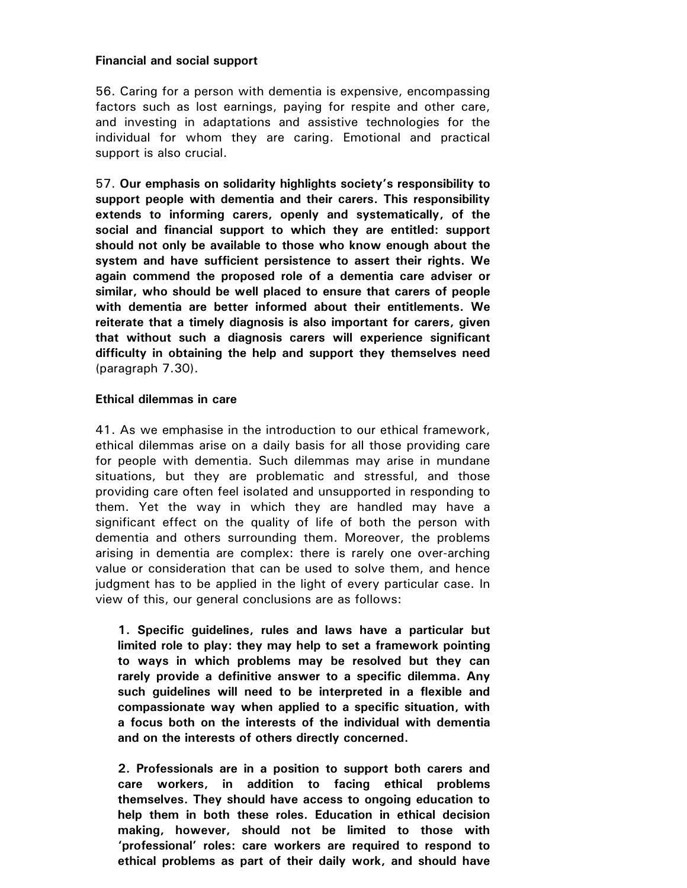**Financial and social support**

56. Caring for a person with dementia is expensive, encompassing factors such as lost earnings, paying for respite and other care, and investing in adaptations and assistive technologies for the individual for whom they are caring. Emotional and practical support is also crucial.

57. **Our emphasis on solidarity highlights society's responsibility to support people with dementia and their carers. This responsibility extends to informing carers, openly and systematically, of the social and financial support to which they are entitled: support should not only be available to those who know enough about the system and have sufficient persistence to assert their rights. We again commend the proposed role of a dementia care adviser or similar, who should be well placed to ensure that carers of people with dementia are better informed about their entitlements. We reiterate that a timely diagnosis is also important for carers, given that without such a diagnosis carers will experience significant difficulty in obtaining the help and support they themselves need** (paragraph 7.30).

**Ethical dilemmas in care**

41. As we emphasise in the introduction to our ethical framework, ethical dilemmas arise on a daily basis for all those providing care for people with dementia. Such dilemmas may arise in mundane situations, but they are problematic and stressful, and those providing care often feel isolated and unsupported in responding to them. Yet the way in which they are handled may have a significant effect on the quality of life of both the person with dementia and others surrounding them. Moreover, the problems arising in dementia are complex: there is rarely one over-arching value or consideration that can be used to solve them, and hence judgment has to be applied in the light of every particular case. In view of this, our general conclusions are as follows:

> **1. Specific guidelines, rules and laws have a particular but limited role to play: they may help to set a framework pointing to ways in which problems may be resolved but they can rarely provide a definitive answer to a specific dilemma. Any such guidelines will need to be interpreted in a flexible and compassionate way when applied to a specific situation, with a focus both on the interests of the individual with dementia and on the interests of others directly concerned.**
>
> **2. Professionals are in a position to support both carers and care workers, in addition to facing ethical problems themselves. They should have access to ongoing education to help them in both these roles. Education in ethical decision making, however, should not be limited to those with 'professional' roles: care workers are required to respond to ethical problems as part of their daily work, and should have**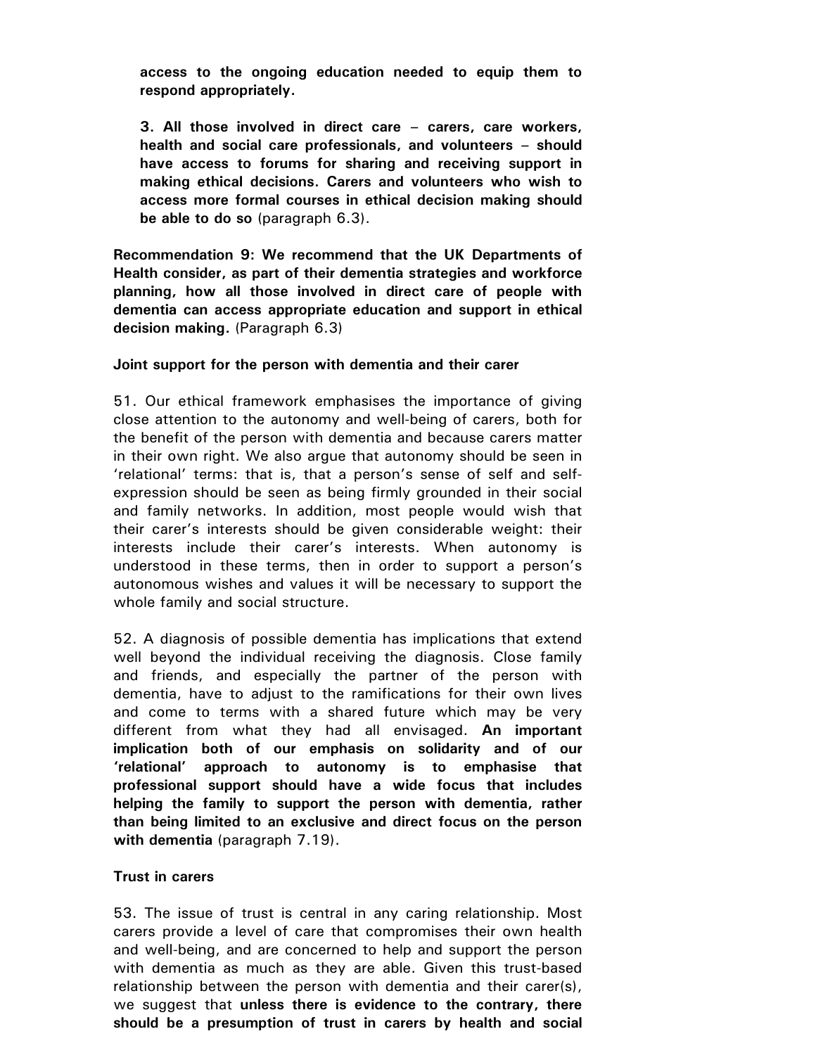**access to the ongoing education needed to equip them to respond appropriately.**

**3. All those involved in direct care – carers, care workers, health and social care professionals, and volunteers – should have access to forums for sharing and receiving support in making ethical decisions. Carers and volunteers who wish to access more formal courses in ethical decision making should be able to do so** (paragraph 6.3).

**Recommendation 9: We recommend that the UK Departments of Health consider, as part of their dementia strategies and workforce planning, how all those involved in direct care of people with dementia can access appropriate education and support in ethical decision making.** (Paragraph 6.3)

**Joint support for the person with dementia and their carer**

51. Our ethical framework emphasises the importance of giving close attention to the autonomy and well-being of carers, both for the benefit of the person with dementia and because carers matter in their own right. We also argue that autonomy should be seen in 'relational' terms: that is, that a person's sense of self and self-expression should be seen as being firmly grounded in their social and family networks. In addition, most people would wish that their carer's interests should be given considerable weight: their interests include their carer's interests. When autonomy is understood in these terms, then in order to support a person's autonomous wishes and values it will be necessary to support the whole family and social structure.

52. A diagnosis of possible dementia has implications that extend well beyond the individual receiving the diagnosis. Close family and friends, and especially the partner of the person with dementia, have to adjust to the ramifications for their own lives and come to terms with a shared future which may be very different from what they had all envisaged. **An important implication both of our emphasis on solidarity and of our 'relational' approach to autonomy is to emphasise that professional support should have a wide focus that includes helping the family to support the person with dementia, rather than being limited to an exclusive and direct focus on the person with dementia** (paragraph 7.19).

**Trust in carers**

53. The issue of trust is central in any caring relationship. Most carers provide a level of care that compromises their own health and well-being, and are concerned to help and support the person with dementia as much as they are able. Given this trust-based relationship between the person with dementia and their carer(s), we suggest that **unless there is evidence to the contrary, there should be a presumption of trust in carers by health and social**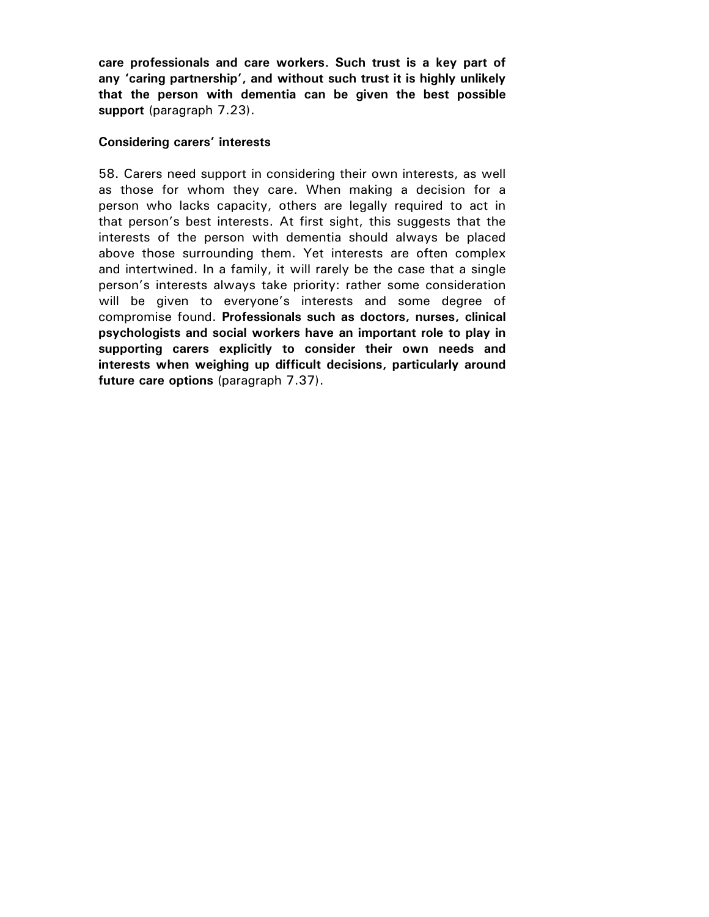**care professionals and care workers. Such trust is a key part of any 'caring partnership', and without such trust it is highly unlikely that the person with dementia can be given the best possible support** (paragraph 7.23).

**Considering carers' interests**

58. Carers need support in considering their own interests, as well as those for whom they care. When making a decision for a person who lacks capacity, others are legally required to act in that person's best interests. At first sight, this suggests that the interests of the person with dementia should always be placed above those surrounding them. Yet interests are often complex and intertwined. In a family, it will rarely be the case that a single person's interests always take priority: rather some consideration will be given to everyone's interests and some degree of compromise found. **Professionals such as doctors, nurses, clinical psychologists and social workers have an important role to play in supporting carers explicitly to consider their own needs and interests when weighing up difficult decisions, particularly around future care options** (paragraph 7.37).